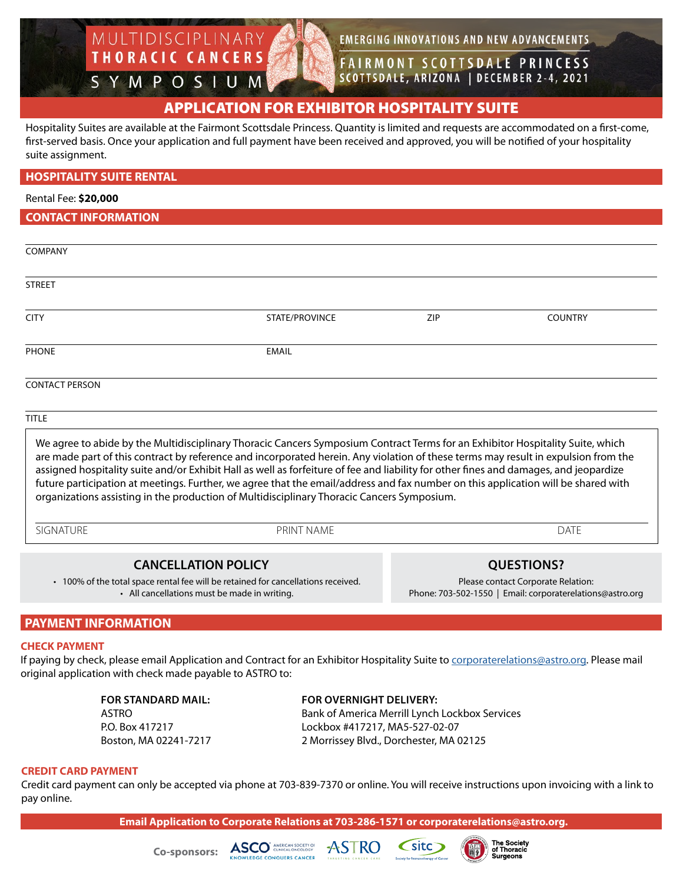# MULTIDISCIPLINARY THORACIC CANCERS SYMPOSIUM

EMERGING INNOVATIONS AND NEW ADVANCEMENTS

FAIRMONT SCOTTSDALE PRINCESS
SCOTTSDALE, ARIZONA | DECEMBER 2-4, 2021

## APPLICATION FOR EXHIBITOR HOSPITALITY SUITE

Hospitality Suites are available at the Fairmont Scottsdale Princess. Quantity is limited and requests are accommodated on a first-come, first-served basis. Once your application and full payment have been received and approved, you will be notified of your hospitality suite assignment.

## HOSPITALITY SUITE RENTAL

Rental Fee: **$20,000**

## CONTACT INFORMATION

COMPANY

STREET

CITY | STATE/PROVINCE | ZIP | COUNTRY

PHONE | EMAIL

CONTACT PERSON

TITLE

We agree to abide by the Multidisciplinary Thoracic Cancers Symposium Contract Terms for an Exhibitor Hospitality Suite, which are made part of this contract by reference and incorporated herein. Any violation of these terms may result in expulsion from the assigned hospitality suite and/or Exhibit Hall as well as forfeiture of fee and liability for other fines and damages, and jeopardize future participation at meetings. Further, we agree that the email/address and fax number on this application will be shared with organizations assisting in the production of Multidisciplinary Thoracic Cancers Symposium.

SIGNATURE | PRINT NAME | DATE

### CANCELLATION POLICY

- 100% of the total space rental fee will be retained for cancellations received.
- All cancellations must be made in writing.

### QUESTIONS?

Please contact Corporate Relation:
Phone: 703-502-1550 | Email: corporaterelations@astro.org

## PAYMENT INFORMATION

### CHECK PAYMENT

If paying by check, please email Application and Contract for an Exhibitor Hospitality Suite to corporaterelations@astro.org. Please mail original application with check made payable to ASTRO to:

**FOR STANDARD MAIL:**
ASTRO
P.O. Box 417217
Boston, MA 02241-7217

**FOR OVERNIGHT DELIVERY:**
Bank of America Merrill Lynch Lockbox Services
Lockbox #417217, MA5-527-02-07
2 Morrissey Blvd., Dorchester, MA 02125

### CREDIT CARD PAYMENT

Credit card payment can only be accepted via phone at 703-839-7370 or online. You will receive instructions upon invoicing with a link to pay online.

**Email Application to Corporate Relations at 703-286-1571 or corporaterelations@astro.org.**

**Co-sponsors:** ASCO American Society of Clinical Oncology, ASTRO, sitc Society for Immunotherapy of Cancer, The Society of Thoracic Surgeons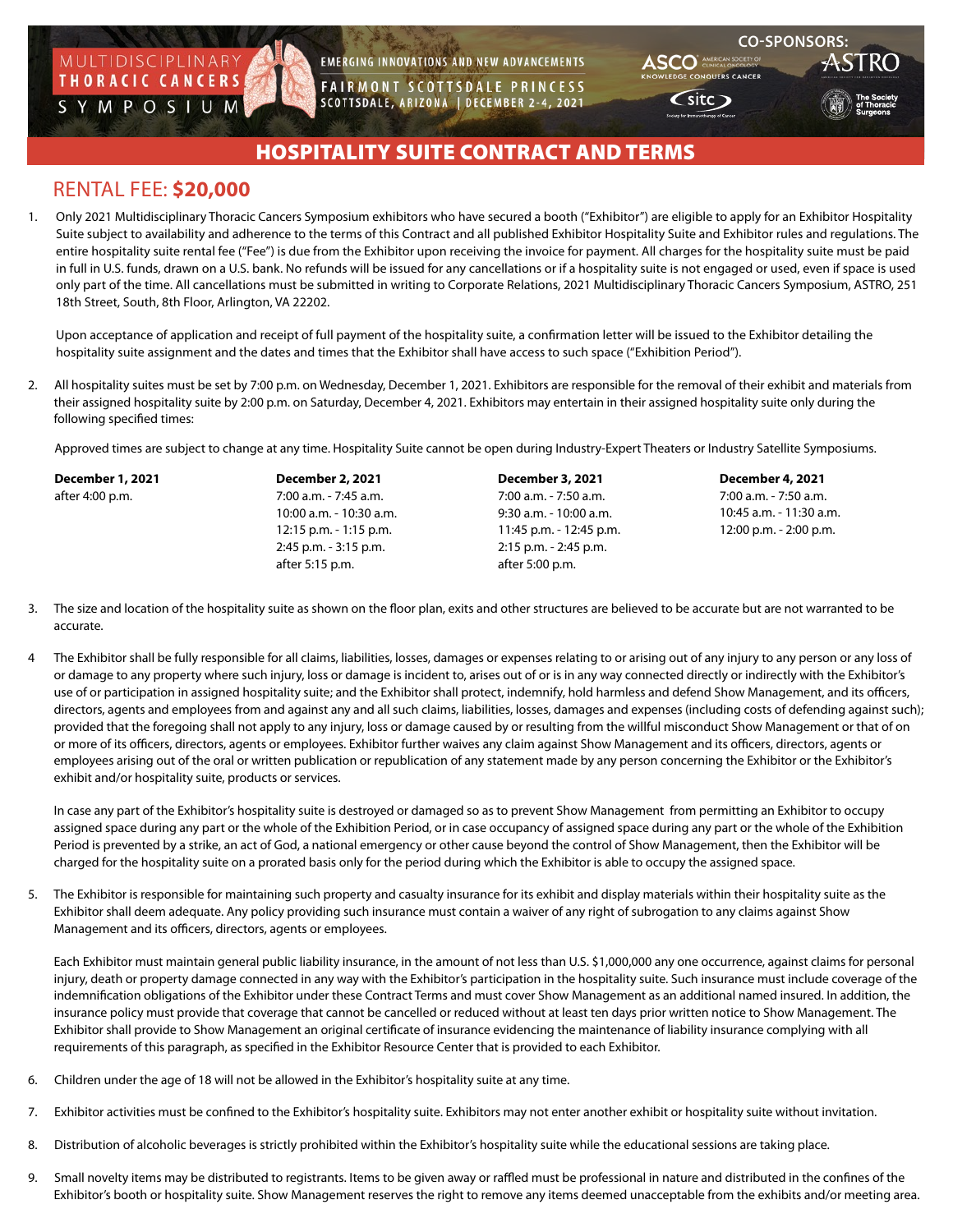MULTIDISCIPLINARY **THORACIC CANCERS** SYMPOSIUM

EMERGING INNOVATIONS AND NEW ADVANCEMENTS

FAIRMONT SCOTTSDALE PRINCESS
SCOTTSDALE, ARIZONA | DECEMBER 2-4, 2021

CO-SPONSORS: ASCO, ASTRO, sitc, The Society of Thoracic Surgeons

# HOSPITALITY SUITE CONTRACT AND TERMS

## RENTAL FEE: **$20,000**

1. Only 2021 Multidisciplinary Thoracic Cancers Symposium exhibitors who have secured a booth ("Exhibitor") are eligible to apply for an Exhibitor Hospitality Suite subject to availability and adherence to the terms of this Contract and all published Exhibitor Hospitality Suite and Exhibitor rules and regulations. The entire hospitality suite rental fee ("Fee") is due from the Exhibitor upon receiving the invoice for payment. All charges for the hospitality suite must be paid in full in U.S. funds, drawn on a U.S. bank. No refunds will be issued for any cancellations or if a hospitality suite is not engaged or used, even if space is used only part of the time. All cancellations must be submitted in writing to Corporate Relations, 2021 Multidisciplinary Thoracic Cancers Symposium, ASTRO, 251 18th Street, South, 8th Floor, Arlington, VA 22202.

   Upon acceptance of application and receipt of full payment of the hospitality suite, a confirmation letter will be issued to the Exhibitor detailing the hospitality suite assignment and the dates and times that the Exhibitor shall have access to such space ("Exhibition Period").

2. All hospitality suites must be set by 7:00 p.m. on Wednesday, December 1, 2021. Exhibitors are responsible for the removal of their exhibit and materials from their assigned hospitality suite by 2:00 p.m. on Saturday, December 4, 2021. Exhibitors may entertain in their assigned hospitality suite only during the following specified times:

   Approved times are subject to change at any time. Hospitality Suite cannot be open during Industry-Expert Theaters or Industry Satellite Symposiums.

| December 1, 2021 | December 2, 2021 | December 3, 2021 | December 4, 2021 |
|---|---|---|---|
| after 4:00 p.m. | 7:00 a.m. - 7:45 a.m. | 7:00 a.m. - 7:50 a.m. | 7:00 a.m. - 7:50 a.m. |
| | 10:00 a.m. - 10:30 a.m. | 9:30 a.m. - 10:00 a.m. | 10:45 a.m. - 11:30 a.m. |
| | 12:15 p.m. - 1:15 p.m. | 11:45 p.m. - 12:45 p.m. | 12:00 p.m. - 2:00 p.m. |
| | 2:45 p.m. - 3:15 p.m. | 2:15 p.m. - 2:45 p.m. | |
| | after 5:15 p.m. | after 5:00 p.m. | |

3. The size and location of the hospitality suite as shown on the floor plan, exits and other structures are believed to be accurate but are not warranted to be accurate.

4. The Exhibitor shall be fully responsible for all claims, liabilities, losses, damages or expenses relating to or arising out of any injury to any person or any loss of or damage to any property where such injury, loss or damage is incident to, arises out of or is in any way connected directly or indirectly with the Exhibitor's use of or participation in assigned hospitality suite; and the Exhibitor shall protect, indemnify, hold harmless and defend Show Management, and its officers, directors, agents and employees from and against any and all such claims, liabilities, losses, damages and expenses (including costs of defending against such); provided that the foregoing shall not apply to any injury, loss or damage caused by or resulting from the willful misconduct Show Management or that of on or more of its officers, directors, agents or employees. Exhibitor further waives any claim against Show Management and its officers, directors, agents or employees arising out of the oral or written publication or republication of any statement made by any person concerning the Exhibitor or the Exhibitor's exhibit and/or hospitality suite, products or services.

   In case any part of the Exhibitor's hospitality suite is destroyed or damaged so as to prevent Show Management from permitting an Exhibitor to occupy assigned space during any part or the whole of the Exhibition Period, or in case occupancy of assigned space during any part or the whole of the Exhibition Period is prevented by a strike, an act of God, a national emergency or other cause beyond the control of Show Management, then the Exhibitor will be charged for the hospitality suite on a prorated basis only for the period during which the Exhibitor is able to occupy the assigned space.

5. The Exhibitor is responsible for maintaining such property and casualty insurance for its exhibit and display materials within their hospitality suite as the Exhibitor shall deem adequate. Any policy providing such insurance must contain a waiver of any right of subrogation to any claims against Show Management and its officers, directors, agents or employees.

   Each Exhibitor must maintain general public liability insurance, in the amount of not less than U.S. $1,000,000 any one occurrence, against claims for personal injury, death or property damage connected in any way with the Exhibitor's participation in the hospitality suite. Such insurance must include coverage of the indemnification obligations of the Exhibitor under these Contract Terms and must cover Show Management as an additional named insured. In addition, the insurance policy must provide that coverage that cannot be cancelled or reduced without at least ten days prior written notice to Show Management. The Exhibitor shall provide to Show Management an original certificate of insurance evidencing the maintenance of liability insurance complying with all requirements of this paragraph, as specified in the Exhibitor Resource Center that is provided to each Exhibitor.

6. Children under the age of 18 will not be allowed in the Exhibitor's hospitality suite at any time.

7. Exhibitor activities must be confined to the Exhibitor's hospitality suite. Exhibitors may not enter another exhibit or hospitality suite without invitation.

8. Distribution of alcoholic beverages is strictly prohibited within the Exhibitor's hospitality suite while the educational sessions are taking place.

9. Small novelty items may be distributed to registrants. Items to be given away or raffled must be professional in nature and distributed in the confines of the Exhibitor's booth or hospitality suite. Show Management reserves the right to remove any items deemed unacceptable from the exhibits and/or meeting area.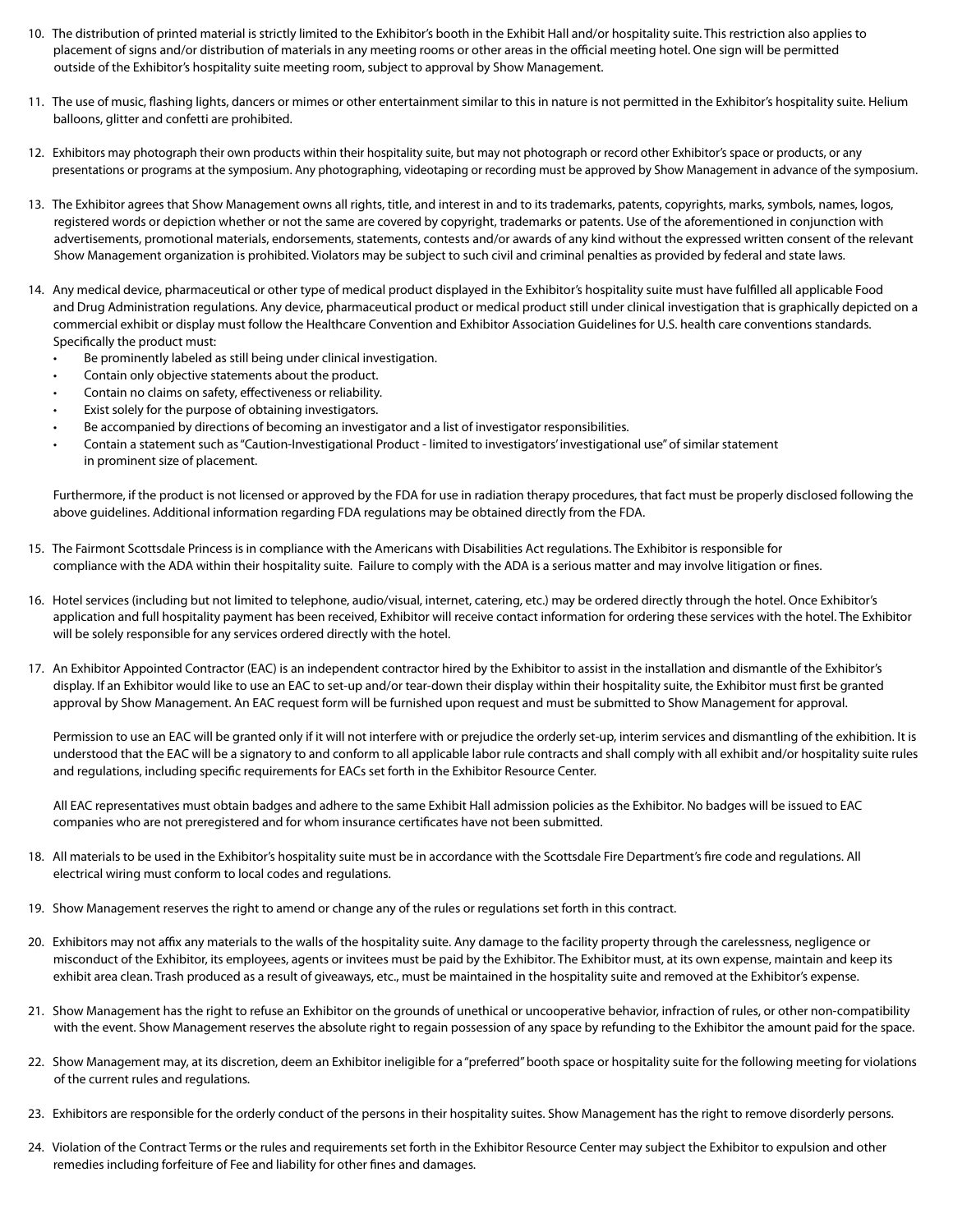10. The distribution of printed material is strictly limited to the Exhibitor's booth in the Exhibit Hall and/or hospitality suite. This restriction also applies to placement of signs and/or distribution of materials in any meeting rooms or other areas in the official meeting hotel. One sign will be permitted outside of the Exhibitor's hospitality suite meeting room, subject to approval by Show Management.

11. The use of music, flashing lights, dancers or mimes or other entertainment similar to this in nature is not permitted in the Exhibitor's hospitality suite. Helium balloons, glitter and confetti are prohibited.

12. Exhibitors may photograph their own products within their hospitality suite, but may not photograph or record other Exhibitor's space or products, or any presentations or programs at the symposium. Any photographing, videotaping or recording must be approved by Show Management in advance of the symposium.

13. The Exhibitor agrees that Show Management owns all rights, title, and interest in and to its trademarks, patents, copyrights, marks, symbols, names, logos, registered words or depiction whether or not the same are covered by copyright, trademarks or patents. Use of the aforementioned in conjunction with advertisements, promotional materials, endorsements, statements, contests and/or awards of any kind without the expressed written consent of the relevant Show Management organization is prohibited. Violators may be subject to such civil and criminal penalties as provided by federal and state laws.

14. Any medical device, pharmaceutical or other type of medical product displayed in the Exhibitor's hospitality suite must have fulfilled all applicable Food and Drug Administration regulations. Any device, pharmaceutical product or medical product still under clinical investigation that is graphically depicted on a commercial exhibit or display must follow the Healthcare Convention and Exhibitor Association Guidelines for U.S. health care conventions standards. Specifically the product must:
    - Be prominently labeled as still being under clinical investigation.
    - Contain only objective statements about the product.
    - Contain no claims on safety, effectiveness or reliability.
    - Exist solely for the purpose of obtaining investigators.
    - Be accompanied by directions of becoming an investigator and a list of investigator responsibilities.
    - Contain a statement such as "Caution-Investigational Product - limited to investigators' investigational use" of similar statement in prominent size of placement.

    Furthermore, if the product is not licensed or approved by the FDA for use in radiation therapy procedures, that fact must be properly disclosed following the above guidelines. Additional information regarding FDA regulations may be obtained directly from the FDA.

15. The Fairmont Scottsdale Princess is in compliance with the Americans with Disabilities Act regulations. The Exhibitor is responsible for compliance with the ADA within their hospitality suite. Failure to comply with the ADA is a serious matter and may involve litigation or fines.

16. Hotel services (including but not limited to telephone, audio/visual, internet, catering, etc.) may be ordered directly through the hotel. Once Exhibitor's application and full hospitality payment has been received, Exhibitor will receive contact information for ordering these services with the hotel. The Exhibitor will be solely responsible for any services ordered directly with the hotel.

17. An Exhibitor Appointed Contractor (EAC) is an independent contractor hired by the Exhibitor to assist in the installation and dismantle of the Exhibitor's display. If an Exhibitor would like to use an EAC to set-up and/or tear-down their display within their hospitality suite, the Exhibitor must first be granted approval by Show Management. An EAC request form will be furnished upon request and must be submitted to Show Management for approval.

    Permission to use an EAC will be granted only if it will not interfere with or prejudice the orderly set-up, interim services and dismantling of the exhibition. It is understood that the EAC will be a signatory to and conform to all applicable labor rule contracts and shall comply with all exhibit and/or hospitality suite rules and regulations, including specific requirements for EACs set forth in the Exhibitor Resource Center.

    All EAC representatives must obtain badges and adhere to the same Exhibit Hall admission policies as the Exhibitor. No badges will be issued to EAC companies who are not preregistered and for whom insurance certificates have not been submitted.

18. All materials to be used in the Exhibitor's hospitality suite must be in accordance with the Scottsdale Fire Department's fire code and regulations. All electrical wiring must conform to local codes and regulations.

19. Show Management reserves the right to amend or change any of the rules or regulations set forth in this contract.

20. Exhibitors may not affix any materials to the walls of the hospitality suite. Any damage to the facility property through the carelessness, negligence or misconduct of the Exhibitor, its employees, agents or invitees must be paid by the Exhibitor. The Exhibitor must, at its own expense, maintain and keep its exhibit area clean. Trash produced as a result of giveaways, etc., must be maintained in the hospitality suite and removed at the Exhibitor's expense.

21. Show Management has the right to refuse an Exhibitor on the grounds of unethical or uncooperative behavior, infraction of rules, or other non-compatibility with the event. Show Management reserves the absolute right to regain possession of any space by refunding to the Exhibitor the amount paid for the space.

22. Show Management may, at its discretion, deem an Exhibitor ineligible for a "preferred" booth space or hospitality suite for the following meeting for violations of the current rules and regulations.

23. Exhibitors are responsible for the orderly conduct of the persons in their hospitality suites. Show Management has the right to remove disorderly persons.

24. Violation of the Contract Terms or the rules and requirements set forth in the Exhibitor Resource Center may subject the Exhibitor to expulsion and other remedies including forfeiture of Fee and liability for other fines and damages.